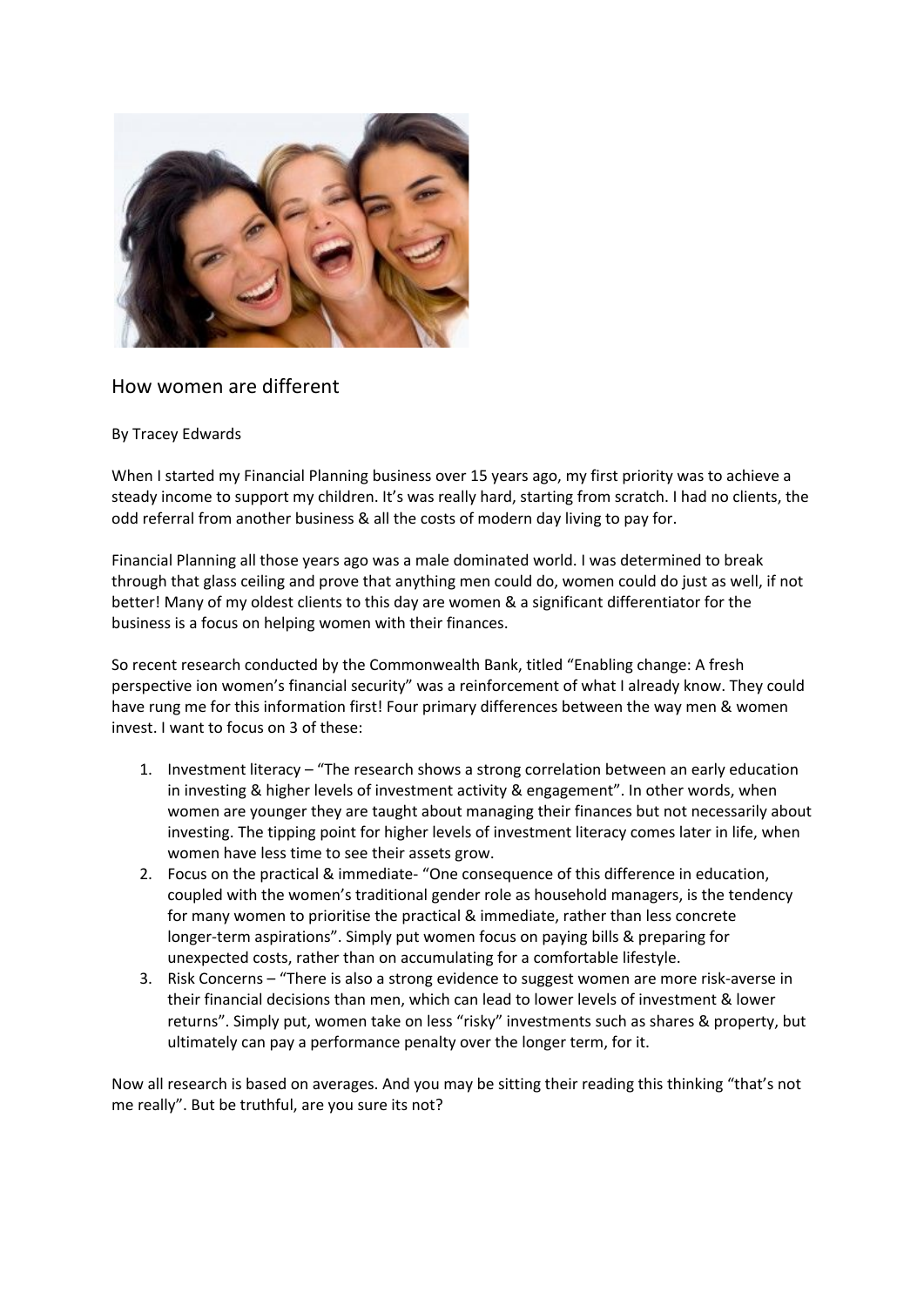## How women are different

By Tracey Edwards

When I started my Financial Planning business over 15 years ago, my first priority was to achieve a steady income to support my children. It's was really hard, starting from scratch. I had no clients, the odd referral from another business & all the costs of modern day living to pay for.

Financial Planning all those years ago was a male dominated world. I was determined to break through that glass ceiling and prove that anything men could do, women could do just as well, if not better! Many of my oldest clients to this day are women & a significant differentiator for the business is a focus on helping women with their finances.

So recent research conducted by the Commonwealth Bank, titled "Enabling change: A fresh perspective ion women's financial security" was a reinforcement of what I already know. They could have rung me for this information first! Four primary differences between the way men & women invest. I want to focus on 3 of these:

1. Investment literacy – "The research shows a strong correlation between an early education in investing & higher levels of investment activity & engagement". In other words, when women are younger they are taught about managing their finances but not necessarily about investing. The tipping point for higher levels of investment literacy comes later in life, when women have less time to see their assets grow.
2. Focus on the practical & immediate- "One consequence of this difference in education, coupled with the women's traditional gender role as household managers, is the tendency for many women to prioritise the practical & immediate, rather than less concrete longer-term aspirations". Simply put women focus on paying bills & preparing for unexpected costs, rather than on accumulating for a comfortable lifestyle.
3. Risk Concerns – "There is also a strong evidence to suggest women are more risk-averse in their financial decisions than men, which can lead to lower levels of investment & lower returns". Simply put, women take on less "risky" investments such as shares & property, but ultimately can pay a performance penalty over the longer term, for it.

Now all research is based on averages. And you may be sitting their reading this thinking "that's not me really". But be truthful, are you sure its not?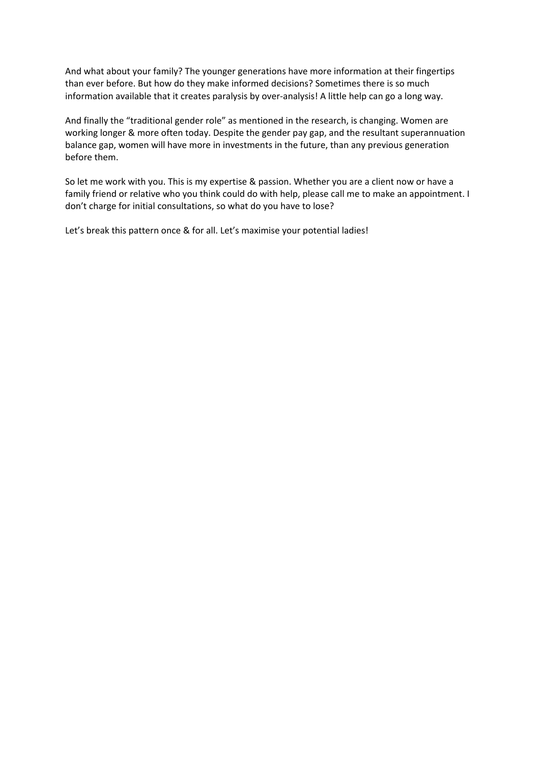And what about your family? The younger generations have more information at their fingertips than ever before. But how do they make informed decisions? Sometimes there is so much information available that it creates paralysis by over-analysis! A little help can go a long way.

And finally the "traditional gender role" as mentioned in the research, is changing. Women are working longer & more often today. Despite the gender pay gap, and the resultant superannuation balance gap, women will have more in investments in the future, than any previous generation before them.

So let me work with you. This is my expertise & passion. Whether you are a client now or have a family friend or relative who you think could do with help, please call me to make an appointment. I don't charge for initial consultations, so what do you have to lose?

Let's break this pattern once & for all. Let's maximise your potential ladies!